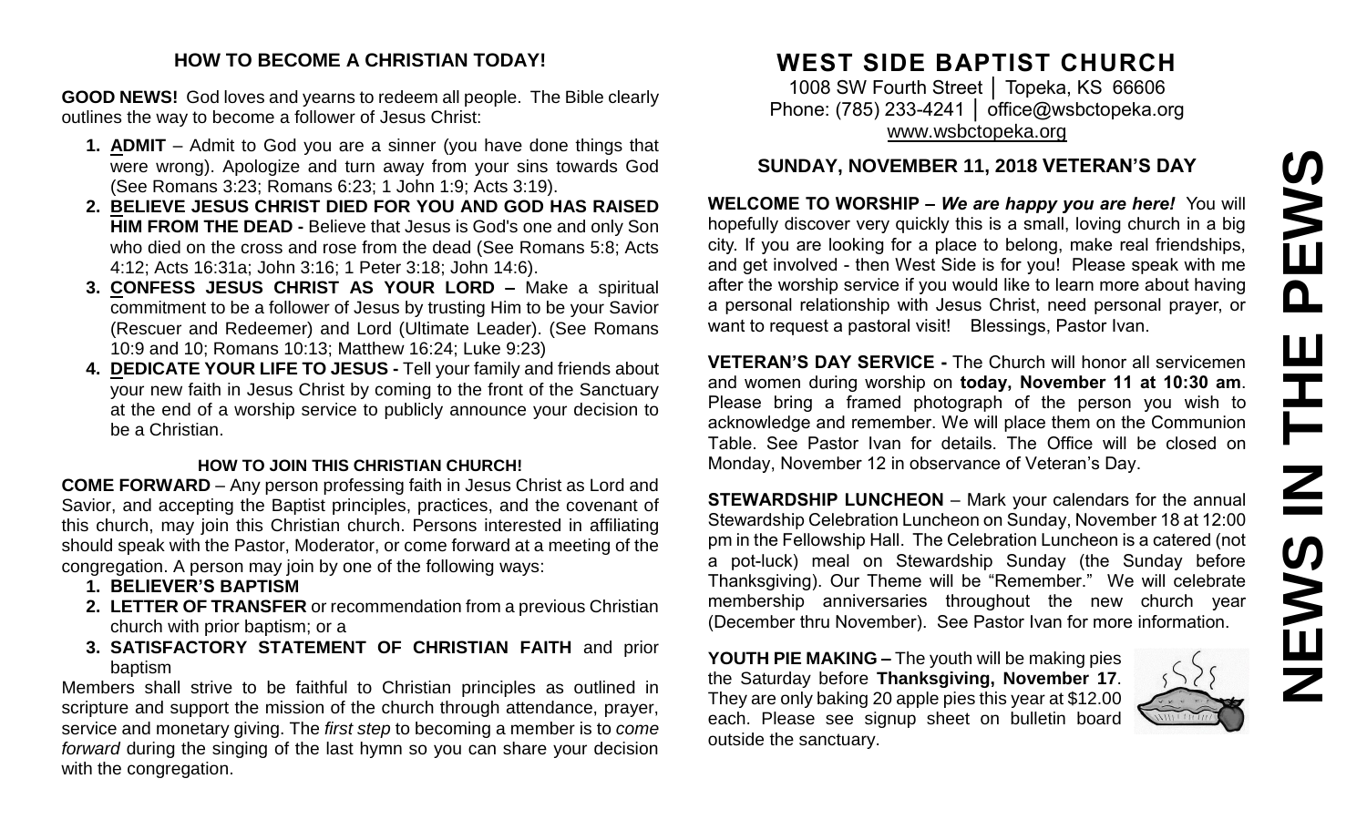## HOW TO BECOME A CHRISTIAN TODAY!

**GOOD NEWS!** God loves and yearns to redeem all people. The Bible clearly outlines the way to become a follower of Jesus Christ:

1. **ADMIT** – Admit to God you are a sinner (you have done things that were wrong). Apologize and turn away from your sins towards God (See Romans 3:23; Romans 6:23; 1 John 1:9; Acts 3:19).
2. **BELIEVE JESUS CHRIST DIED FOR YOU AND GOD HAS RAISED HIM FROM THE DEAD -** Believe that Jesus is God's one and only Son who died on the cross and rose from the dead (See Romans 5:8; Acts 4:12; Acts 16:31a; John 3:16; 1 Peter 3:18; John 14:6).
3. **CONFESS JESUS CHRIST AS YOUR LORD –** Make a spiritual commitment to be a follower of Jesus by trusting Him to be your Savior (Rescuer and Redeemer) and Lord (Ultimate Leader). (See Romans 10:9 and 10; Romans 10:13; Matthew 16:24; Luke 9:23)
4. **DEDICATE YOUR LIFE TO JESUS -** Tell your family and friends about your new faith in Jesus Christ by coming to the front of the Sanctuary at the end of a worship service to publicly announce your decision to be a Christian.

### HOW TO JOIN THIS CHRISTIAN CHURCH!

**COME FORWARD** – Any person professing faith in Jesus Christ as Lord and Savior, and accepting the Baptist principles, practices, and the covenant of this church, may join this Christian church. Persons interested in affiliating should speak with the Pastor, Moderator, or come forward at a meeting of the congregation. A person may join by one of the following ways:

1. **BELIEVER'S BAPTISM**
2. **LETTER OF TRANSFER** or recommendation from a previous Christian church with prior baptism; or a
3. **SATISFACTORY STATEMENT OF CHRISTIAN FAITH** and prior baptism

Members shall strive to be faithful to Christian principles as outlined in scripture and support the mission of the church through attendance, prayer, service and monetary giving. The *first step* to becoming a member is to *come forward* during the singing of the last hymn so you can share your decision with the congregation.

# WEST SIDE BAPTIST CHURCH

1008 SW Fourth Street │ Topeka, KS 66606
Phone: (785) 233-4241 │ office@wsbctopeka.org
www.wsbctopeka.org

## SUNDAY, NOVEMBER 11, 2018 VETERAN'S DAY

**WELCOME TO WORSHIP –** ***We are happy you are here!*** You will hopefully discover very quickly this is a small, loving church in a big city. If you are looking for a place to belong, make real friendships, and get involved - then West Side is for you! Please speak with me after the worship service if you would like to learn more about having a personal relationship with Jesus Christ, need personal prayer, or want to request a pastoral visit! Blessings, Pastor Ivan.

**VETERAN'S DAY SERVICE -** The Church will honor all servicemen and women during worship on **today, November 11 at 10:30 am**. Please bring a framed photograph of the person you wish to acknowledge and remember. We will place them on the Communion Table. See Pastor Ivan for details. The Office will be closed on Monday, November 12 in observance of Veteran's Day.

**STEWARDSHIP LUNCHEON** – Mark your calendars for the annual Stewardship Celebration Luncheon on Sunday, November 18 at 12:00 pm in the Fellowship Hall. The Celebration Luncheon is a catered (not a pot-luck) meal on Stewardship Sunday (the Sunday before Thanksgiving). Our Theme will be "Remember." We will celebrate membership anniversaries throughout the new church year (December thru November). See Pastor Ivan for more information.

**YOUTH PIE MAKING –** The youth will be making pies the Saturday before **Thanksgiving, November 17**. They are only baking 20 apple pies this year at $12.00 each. Please see signup sheet on bulletin board outside the sanctuary.

# NEWS IN THE PEWS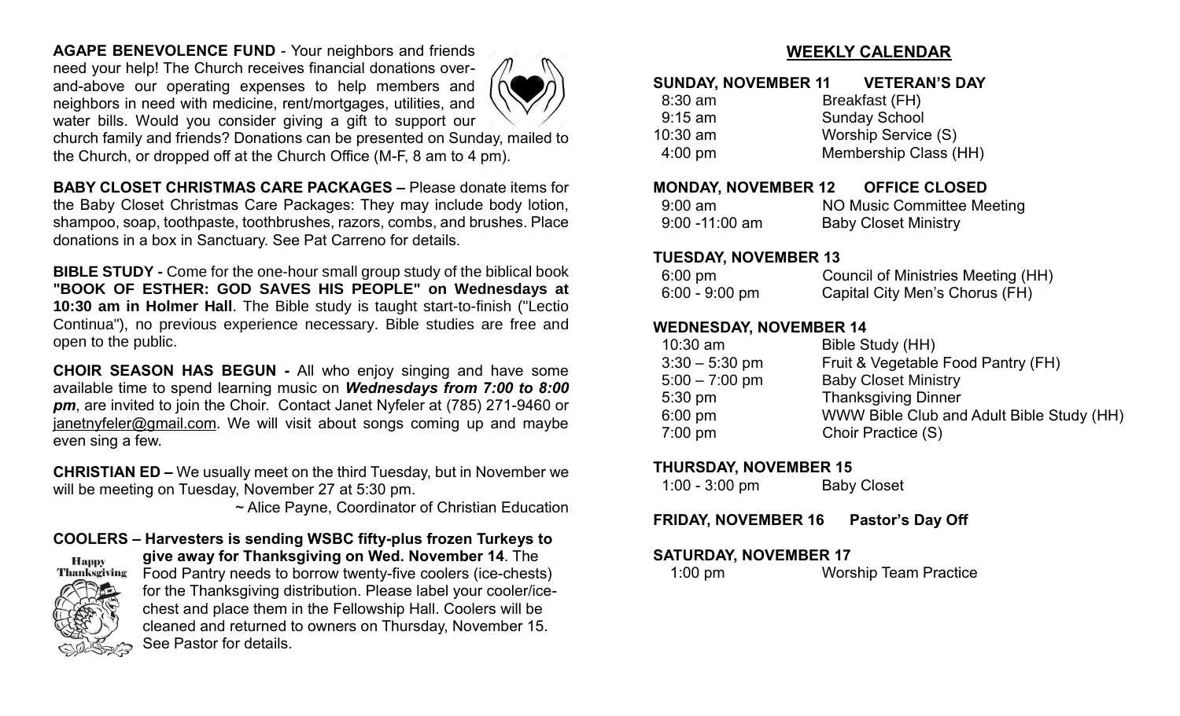**AGAPE BENEVOLENCE FUND** - Your neighbors and friends need your help! The Church receives financial donations over-and-above our operating expenses to help members and neighbors in need with medicine, rent/mortgages, utilities, and water bills. Would you consider giving a gift to support our church family and friends? Donations can be presented on Sunday, mailed to the Church, or dropped off at the Church Office (M-F, 8 am to 4 pm).

**BABY CLOSET CHRISTMAS CARE PACKAGES –** Please donate items for the Baby Closet Christmas Care Packages: They may include body lotion, shampoo, soap, toothpaste, toothbrushes, razors, combs, and brushes. Place donations in a box in Sanctuary. See Pat Carreno for details.

**BIBLE STUDY -** Come for the one-hour small group study of the biblical book **"BOOK OF ESTHER: GOD SAVES HIS PEOPLE" on Wednesdays at 10:30 am in Holmer Hall**. The Bible study is taught start-to-finish ("Lectio Continua"), no previous experience necessary. Bible studies are free and open to the public.

**CHOIR SEASON HAS BEGUN -** All who enjoy singing and have some available time to spend learning music on ***Wednesdays from 7:00 to 8:00 pm***, are invited to join the Choir. Contact Janet Nyfeler at (785) 271-9460 or janetnyfeler@gmail.com. We will visit about songs coming up and maybe even sing a few.

**CHRISTIAN ED –** We usually meet on the third Tuesday, but in November we will be meeting on Tuesday, November 27 at 5:30 pm.

~ Alice Payne, Coordinator of Christian Education

**COOLERS – Harvesters is sending WSBC fifty-plus frozen Turkeys to give away for Thanksgiving on Wed. November 14**. The Food Pantry needs to borrow twenty-five coolers (ice-chests) for the Thanksgiving distribution. Please label your cooler/ice-chest and place them in the Fellowship Hall. Coolers will be cleaned and returned to owners on Thursday, November 15. See Pastor for details.

## WEEKLY CALENDAR

**SUNDAY, NOVEMBER 11 VETERAN'S DAY**

| | |
|---|---|
| 8:30 am | Breakfast (FH) |
| 9:15 am | Sunday School |
| 10:30 am | Worship Service (S) |
| 4:00 pm | Membership Class (HH) |

**MONDAY, NOVEMBER 12 OFFICE CLOSED**

| | |
|---|---|
| 9:00 am | NO Music Committee Meeting |
| 9:00 -11:00 am | Baby Closet Ministry |

**TUESDAY, NOVEMBER 13**

| | |
|---|---|
| 6:00 pm | Council of Ministries Meeting (HH) |
| 6:00 - 9:00 pm | Capital City Men's Chorus (FH) |

**WEDNESDAY, NOVEMBER 14**

| | |
|---|---|
| 10:30 am | Bible Study (HH) |
| 3:30 – 5:30 pm | Fruit & Vegetable Food Pantry (FH) |
| 5:00 – 7:00 pm | Baby Closet Ministry |
| 5:30 pm | Thanksgiving Dinner |
| 6:00 pm | WWW Bible Club and Adult Bible Study (HH) |
| 7:00 pm | Choir Practice (S) |

**THURSDAY, NOVEMBER 15**

| | |
|---|---|
| 1:00 - 3:00 pm | Baby Closet |

**FRIDAY, NOVEMBER 16 Pastor's Day Off**

**SATURDAY, NOVEMBER 17**

| | |
|---|---|
| 1:00 pm | Worship Team Practice |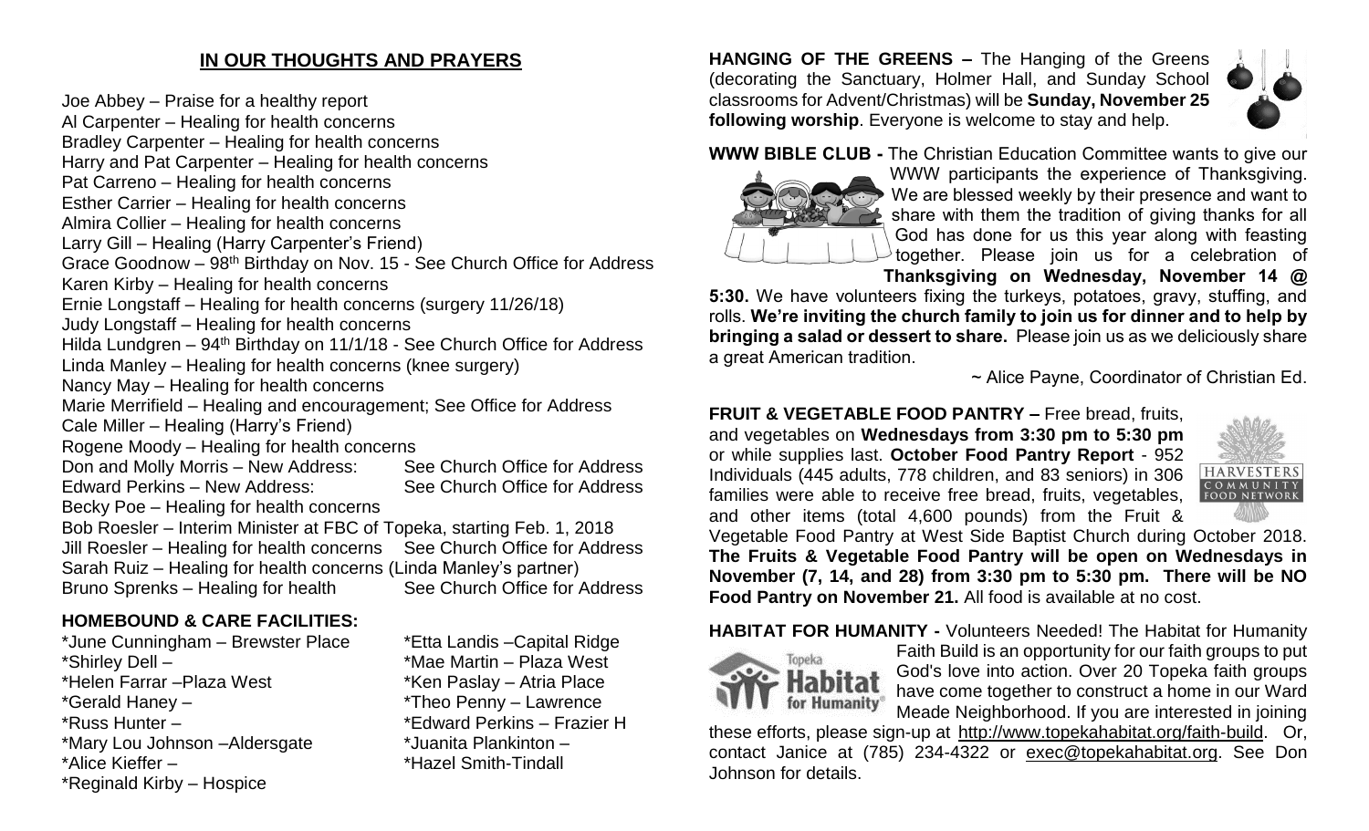## IN OUR THOUGHTS AND PRAYERS

Joe Abbey – Praise for a healthy report
Al Carpenter – Healing for health concerns
Bradley Carpenter – Healing for health concerns
Harry and Pat Carpenter – Healing for health concerns
Pat Carreno – Healing for health concerns
Esther Carrier – Healing for health concerns
Almira Collier – Healing for health concerns
Larry Gill – Healing (Harry Carpenter's Friend)
Grace Goodnow – 98th Birthday on Nov. 15 - See Church Office for Address
Karen Kirby – Healing for health concerns
Ernie Longstaff – Healing for health concerns (surgery 11/26/18)
Judy Longstaff – Healing for health concerns
Hilda Lundgren – 94th Birthday on 11/1/18 - See Church Office for Address
Linda Manley – Healing for health concerns (knee surgery)
Nancy May – Healing for health concerns
Marie Merrifield – Healing and encouragement; See Office for Address
Cale Miller – Healing (Harry's Friend)
Rogene Moody – Healing for health concerns
Don and Molly Morris – New Address: See Church Office for Address
Edward Perkins – New Address: See Church Office for Address
Becky Poe – Healing for health concerns
Bob Roesler – Interim Minister at FBC of Topeka, starting Feb. 1, 2018
Jill Roesler – Healing for health concerns See Church Office for Address
Sarah Ruiz – Healing for health concerns (Linda Manley's partner)
Bruno Sprenks – Healing for health See Church Office for Address

### HOMEBOUND & CARE FACILITIES:

*June Cunningham – Brewster Place
*Shirley Dell –
*Helen Farrar –Plaza West
*Gerald Haney –
*Russ Hunter –
*Mary Lou Johnson –Aldersgate
*Alice Kieffer –
*Reginald Kirby – Hospice
*Etta Landis –Capital Ridge
*Mae Martin – Plaza West
*Ken Paslay – Atria Place
*Theo Penny – Lawrence
*Edward Perkins – Frazier H
*Juanita Plankinton –
*Hazel Smith-Tindall

**HANGING OF THE GREENS –** The Hanging of the Greens (decorating the Sanctuary, Holmer Hall, and Sunday School classrooms for Advent/Christmas) will be **Sunday, November 25 following worship**. Everyone is welcome to stay and help.

**WWW BIBLE CLUB -** The Christian Education Committee wants to give our WWW participants the experience of Thanksgiving. We are blessed weekly by their presence and want to share with them the tradition of giving thanks for all God has done for us this year along with feasting together. Please join us for a celebration of **Thanksgiving on Wednesday, November 14 @ 5:30.** We have volunteers fixing the turkeys, potatoes, gravy, stuffing, and rolls. **We're inviting the church family to join us for dinner and to help by bringing a salad or dessert to share.** Please join us as we deliciously share a great American tradition.

~ Alice Payne, Coordinator of Christian Ed.

**FRUIT & VEGETABLE FOOD PANTRY –** Free bread, fruits, and vegetables on **Wednesdays from 3:30 pm to 5:30 pm** or while supplies last. **October Food Pantry Report** - 952 Individuals (445 adults, 778 children, and 83 seniors) in 306 families were able to receive free bread, fruits, vegetables, and other items (total 4,600 pounds) from the Fruit & Vegetable Food Pantry at West Side Baptist Church during October 2018. **The Fruits & Vegetable Food Pantry will be open on Wednesdays in November (7, 14, and 28) from 3:30 pm to 5:30 pm. There will be NO Food Pantry on November 21.** All food is available at no cost.

**HABITAT FOR HUMANITY -** Volunteers Needed! The Habitat for Humanity Faith Build is an opportunity for our faith groups to put God's love into action. Over 20 Topeka faith groups have come together to construct a home in our Ward Meade Neighborhood. If you are interested in joining these efforts, please sign-up at http://www.topekahabitat.org/faith-build. Or, contact Janice at (785) 234-4322 or exec@topekahabitat.org. See Don Johnson for details.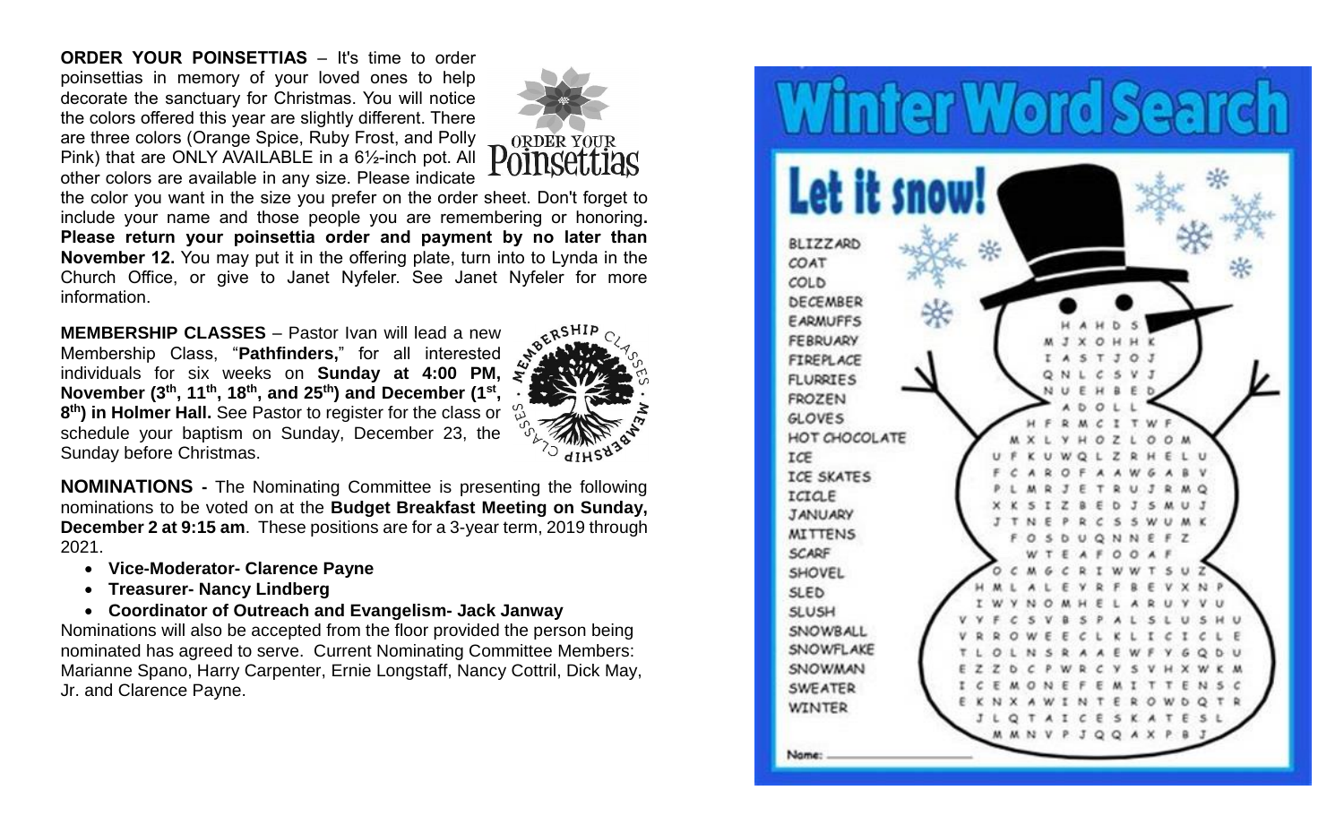**ORDER YOUR POINSETTIAS** – It's time to order poinsettias in memory of your loved ones to help decorate the sanctuary for Christmas. You will notice the colors offered this year are slightly different. There are three colors (Orange Spice, Ruby Frost, and Polly Pink) that are ONLY AVAILABLE in a 6½-inch pot. All other colors are available in any size. Please indicate the color you want in the size you prefer on the order sheet. Don't forget to include your name and those people you are remembering or honoring. **Please return your poinsettia order and payment by no later than November 12.** You may put it in the offering plate, turn into to Lynda in the Church Office, or give to Janet Nyfeler. See Janet Nyfeler for more information.

**MEMBERSHIP CLASSES** – Pastor Ivan will lead a new Membership Class, "**Pathfinders,**" for all interested individuals for six weeks on **Sunday at 4:00 PM, November (3rd, 11th, 18th, and 25th) and December (1st, 8th) in Holmer Hall.** See Pastor to register for the class or schedule your baptism on Sunday, December 23, the Sunday before Christmas.

**NOMINATIONS -** The Nominating Committee is presenting the following nominations to be voted on at the **Budget Breakfast Meeting on Sunday, December 2 at 9:15 am**. These positions are for a 3-year term, 2019 through 2021.

- **Vice-Moderator- Clarence Payne**
- **Treasurer- Nancy Lindberg**
- **Coordinator of Outreach and Evangelism- Jack Janway**

Nominations will also be accepted from the floor provided the person being nominated has agreed to serve. Current Nominating Committee Members: Marianne Spano, Harry Carpenter, Ernie Longstaff, Nancy Cottril, Dick May, Jr. and Clarence Payne.

# Winter Word Search

## Let it snow!

BLIZZARD
COAT
COLD
DECEMBER
EARMUFFS
FEBRUARY
FIREPLACE
FLURRIES
FROZEN
GLOVES
HOT CHOCOLATE
ICE
ICE SKATES
ICICLE
JANUARY
MITTENS
SCARF
SHOVEL
SLED
SLUSH
SNOWBALL
SNOWFLAKE
SNOWMAN
SWEATER
WINTER

Name: \_\_\_\_\_\_\_\_\_\_\_\_\_\_\_\_\_\_